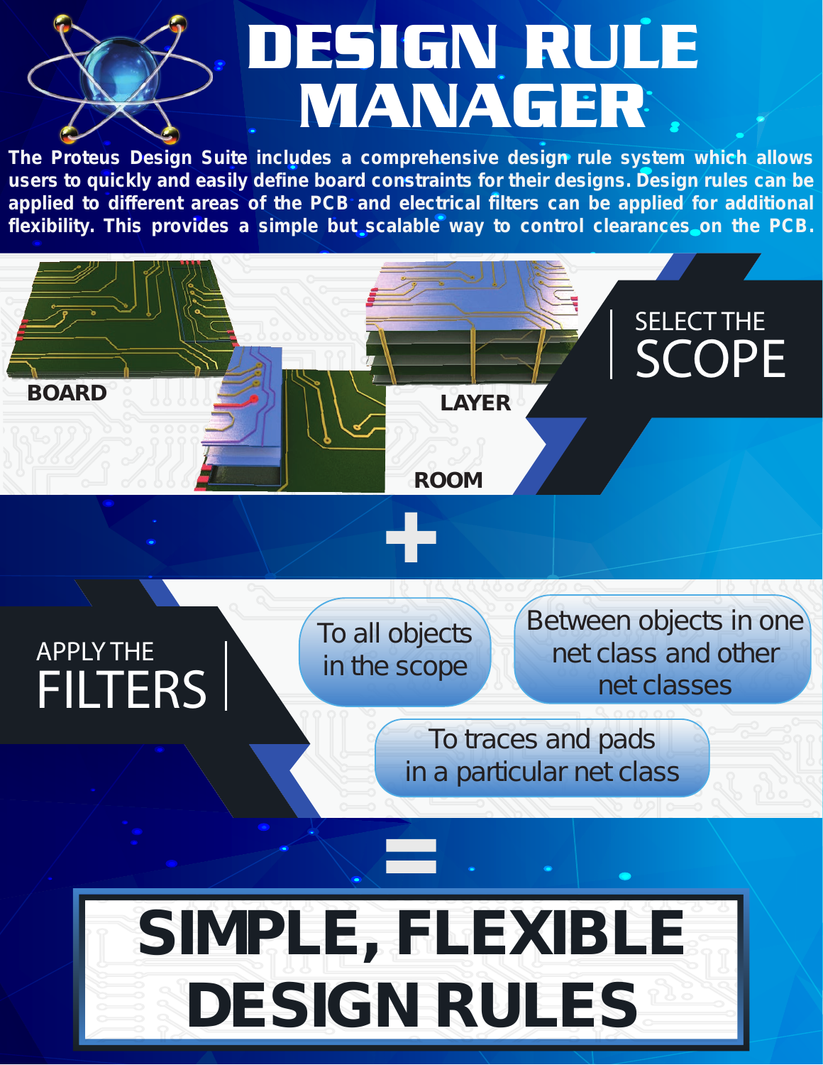# DESIGN RULE MANAGER

**The Proteus Design Suite includes a comprehensive design rule system which allows users to quickly and easily define board constraints for their designs. Design rules can be applied to different areas of the PCB and electrical filters can be applied for additional flexibility. This provides a simple but scalable way to control clearances on the PCB.**

## SELECT THE SCOPE

**BOARD**

**LAYER**

**ROOM**

+

## APPLY THE FILTERS

- To all objects in the scope
- Between objects in one net class and other net classes
- To traces and pads in a particular net class

=

# SIMPLE, FLEXIBLE DESIGN RULES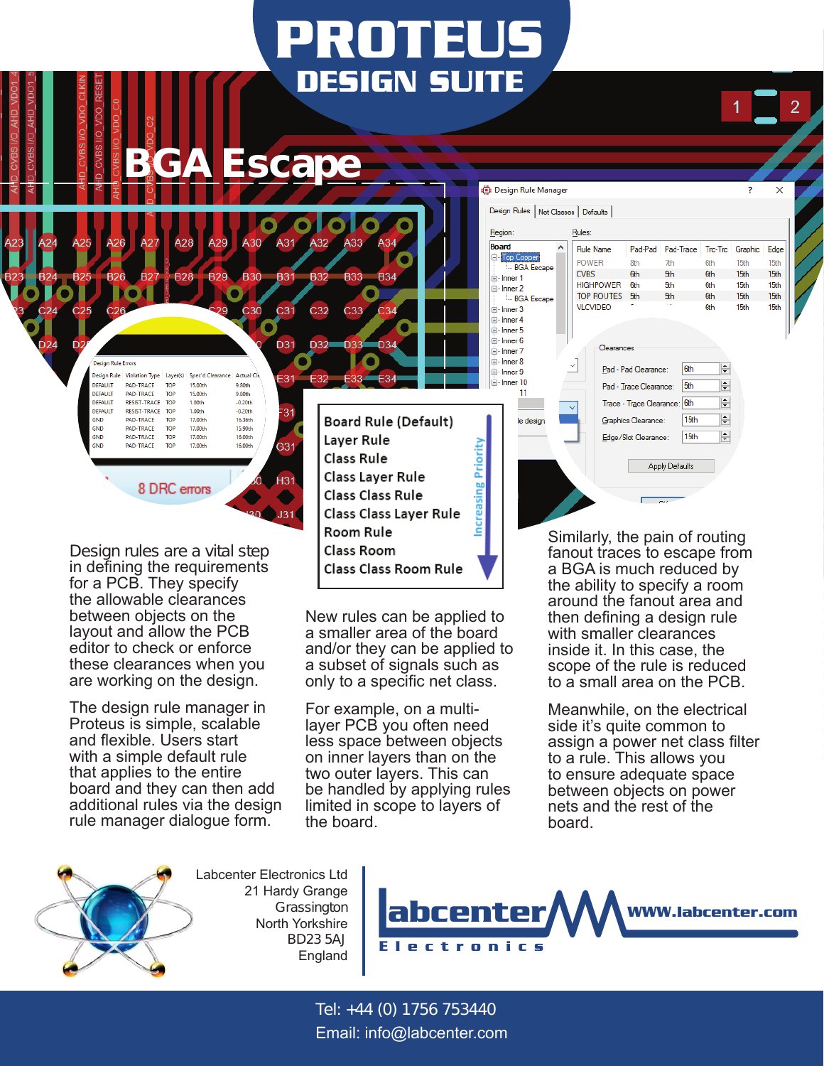# PROTEUS DESIGN SUITE

## BGA Escape

Board Rule (Default)
Layer Rule
Class Rule
Class Layer Rule
Class Class Rule
Class Class Layer Rule
Room Rule
Class Room
Class Class Room Rule

Increasing Priority

Design rules are a vital step in defining the requirements for a PCB. They specify the allowable clearances between objects on the layout and allow the PCB editor to check or enforce these clearances when you are working on the design.

The design rule manager in Proteus is simple, scalable and flexible. Users start with a simple default rule that applies to the entire board and they can then add additional rules via the design rule manager dialogue form.

New rules can be applied to a smaller area of the board and/or they can be applied to a subset of signals such as only to a specific net class.

For example, on a multi-layer PCB you often need less space between objects on inner layers than on the two outer layers. This can be handled by applying rules limited in scope to layers of the board.

Similarly, the pain of routing fanout traces to escape from a BGA is much reduced by the ability to specify a room around the fanout area and then defining a design rule with smaller clearances inside it. In this case, the scope of the rule is reduced to a small area on the PCB.

Meanwhile, on the electrical side it's quite common to assign a power net class filter to a rule. This allows you to ensure adequate space between objects on power nets and the rest of the board.

Labcenter Electronics Ltd
21 Hardy Grange
Grassington
North Yorkshire
BD23 5AJ
England

labcenter Electronics
www.labcenter.com

Tel: +44 (0) 1756 753440
Email: info@labcenter.com